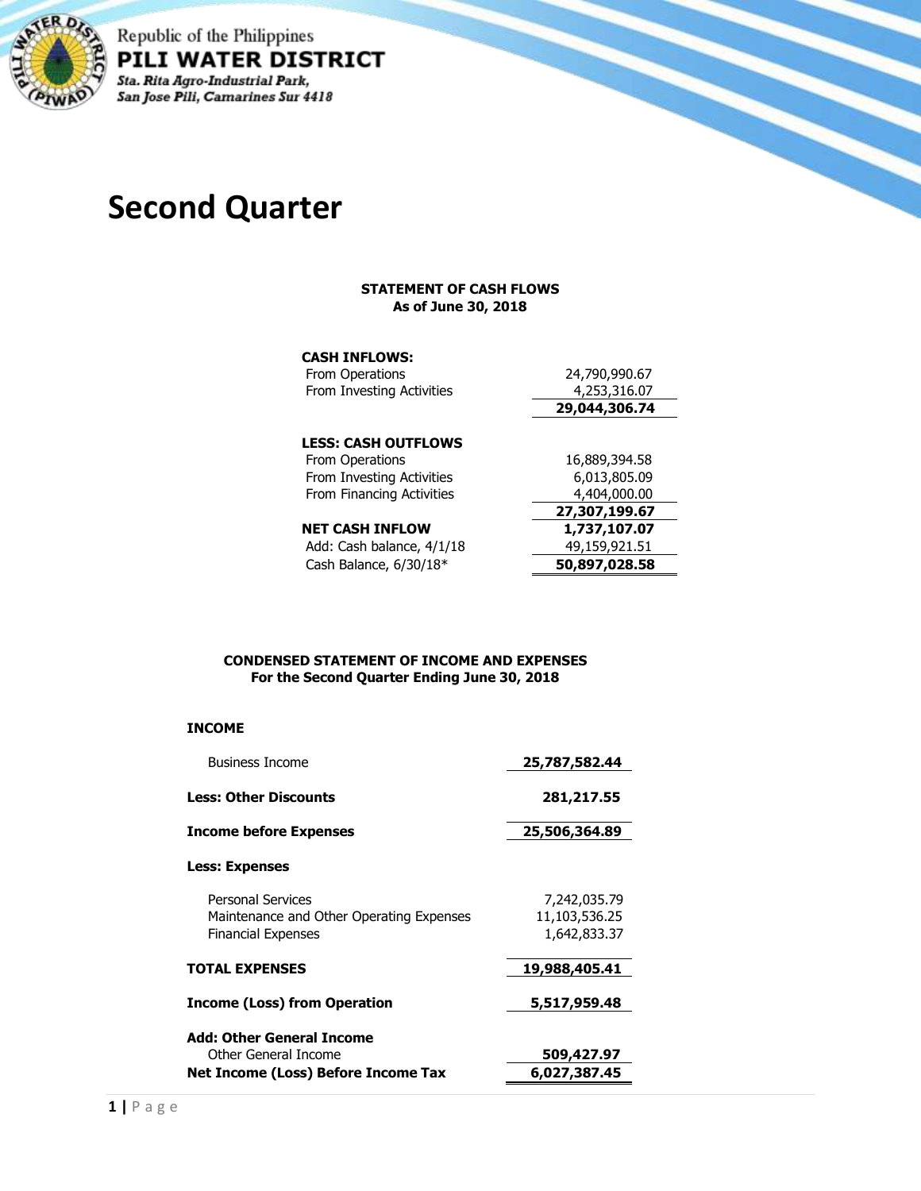Republic of the Philippines

**PILI WATER DISTRICT**

*Sta. Rita Agro-Industrial Park,*
*San Jose Pili, Camarines Sur 4418*

# Second Quarter

**STATEMENT OF CASH FLOWS**
**As of June 30, 2018**

| | |
|---|---:|
| **CASH INFLOWS:** | |
| From Operations | 24,790,990.67 |
| From Investing Activities | 4,253,316.07 |
| | **29,044,306.74** |
| **LESS: CASH OUTFLOWS** | |
| From Operations | 16,889,394.58 |
| From Investing Activities | 6,013,805.09 |
| From Financing Activities | 4,404,000.00 |
| | **27,307,199.67** |
| **NET CASH INFLOW** | **1,737,107.07** |
| Add: Cash balance, 4/1/18 | 49,159,921.51 |
| Cash Balance, 6/30/18* | **50,897,028.58** |

**CONDENSED STATEMENT OF INCOME AND EXPENSES**
**For the Second Quarter Ending June 30, 2018**

| | |
|---|---:|
| **INCOME** | |
| Business Income | **25,787,582.44** |
| **Less: Other Discounts** | **281,217.55** |
| **Income before Expenses** | **25,506,364.89** |
| **Less: Expenses** | |
| Personal Services | 7,242,035.79 |
| Maintenance and Other Operating Expenses | 11,103,536.25 |
| Financial Expenses | 1,642,833.37 |
| **TOTAL EXPENSES** | **19,988,405.41** |
| **Income (Loss) from Operation** | **5,517,959.48** |
| **Add: Other General Income** | |
| Other General Income | **509,427.97** |
| **Net Income (Loss) Before Income Tax** | **6,027,387.45** |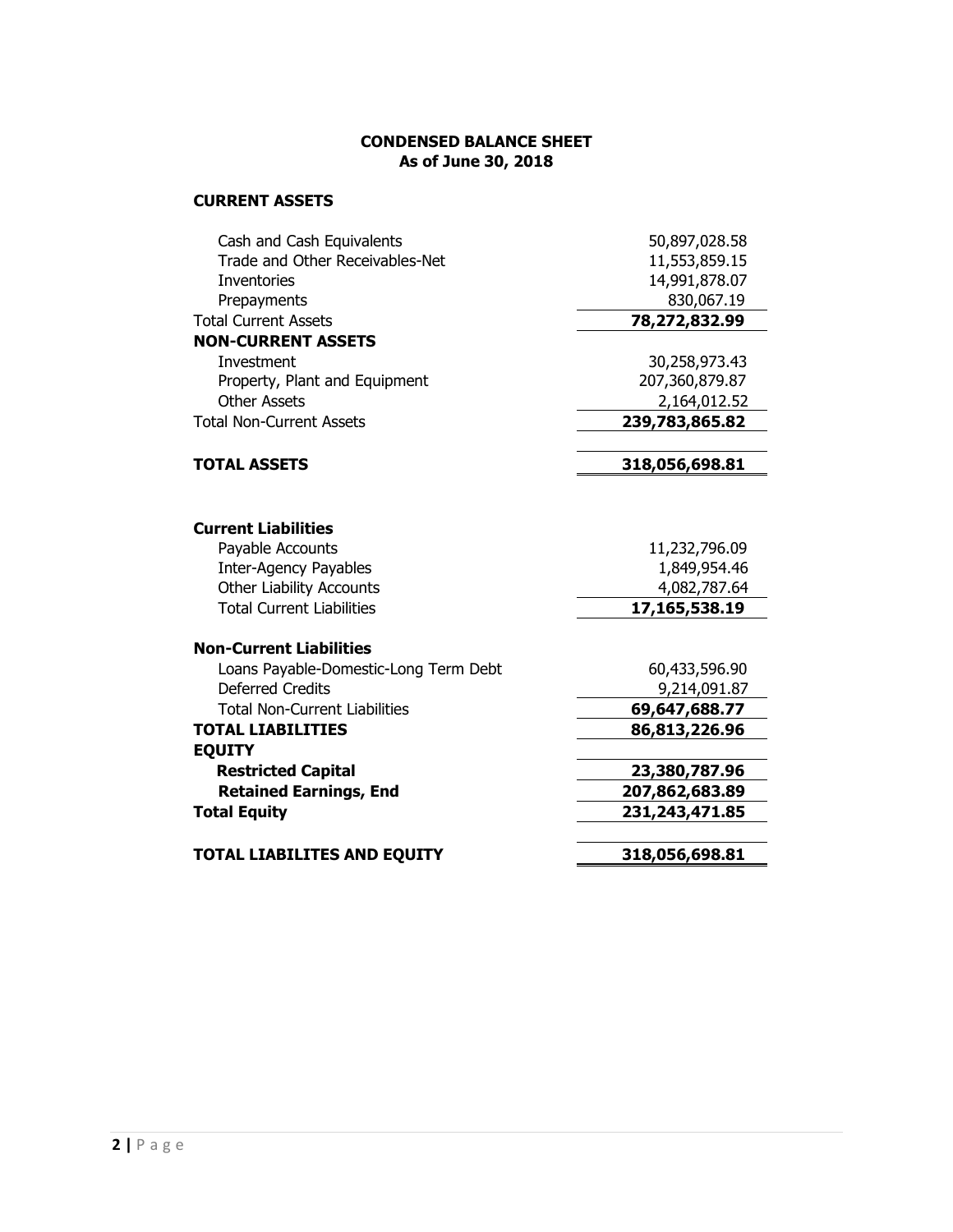**CONDENSED BALANCE SHEET**
**As of June 30, 2018**

| | |
|---|---|
| **CURRENT ASSETS** | |
| Cash and Cash Equivalents | 50,897,028.58 |
| Trade and Other Receivables-Net | 11,553,859.15 |
| Inventories | 14,991,878.07 |
| Prepayments | 830,067.19 |
| Total Current Assets | **78,272,832.99** |
| **NON-CURRENT ASSETS** | |
| Investment | 30,258,973.43 |
| Property, Plant and Equipment | 207,360,879.87 |
| Other Assets | 2,164,012.52 |
| Total Non-Current Assets | **239,783,865.82** |
| **TOTAL ASSETS** | **318,056,698.81** |
| **Current Liabilities** | |
| Payable Accounts | 11,232,796.09 |
| Inter-Agency Payables | 1,849,954.46 |
| Other Liability Accounts | 4,082,787.64 |
| Total Current Liabilities | **17,165,538.19** |
| **Non-Current Liabilities** | |
| Loans Payable-Domestic-Long Term Debt | 60,433,596.90 |
| Deferred Credits | 9,214,091.87 |
| Total Non-Current Liabilities | **69,647,688.77** |
| **TOTAL LIABILITIES** | **86,813,226.96** |
| **EQUITY** | |
| **Restricted Capital** | **23,380,787.96** |
| **Retained Earnings, End** | **207,862,683.89** |
| **Total Equity** | **231,243,471.85** |
| **TOTAL LIABILITES AND EQUITY** | **318,056,698.81** |